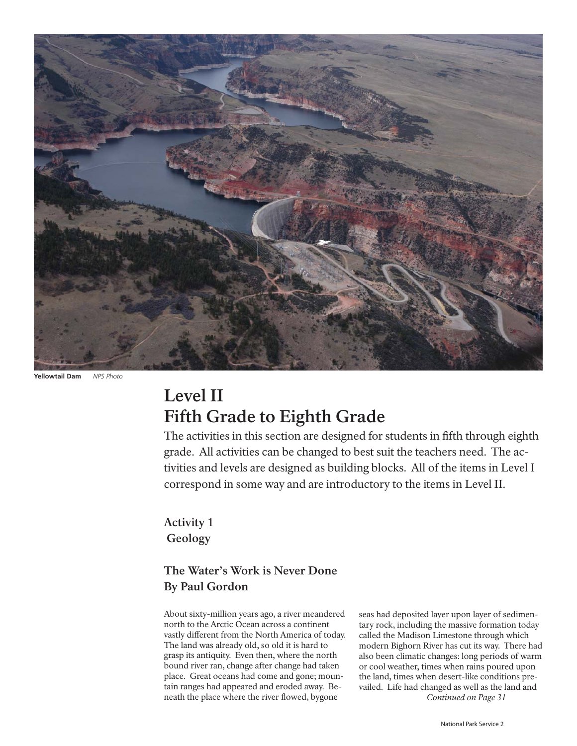**Yellowtail Dam** *NPS Photo*

# Level II
# Fifth Grade to Eighth Grade

The activities in this section are designed for students in fifth through eighth grade. All activities can be changed to best suit the teachers need. The activities and levels are designed as building blocks. All of the items in Level I correspond in some way and are introductory to the items in Level II.

## Activity 1
## Geology

### The Water's Work is Never Done
### By Paul Gordon

About sixty-million years ago, a river meandered north to the Arctic Ocean across a continent vastly different from the North America of today. The land was already old, so old it is hard to grasp its antiquity. Even then, where the north bound river ran, change after change had taken place. Great oceans had come and gone; mountain ranges had appeared and eroded away. Beneath the place where the river flowed, bygone seas had deposited layer upon layer of sedimentary rock, including the massive formation today called the Madison Limestone through which modern Bighorn River has cut its way. There had also been climatic changes: long periods of warm or cool weather, times when rains poured upon the land, times when desert-like conditions prevailed. Life had changed as well as the land and

*Continued on Page 31*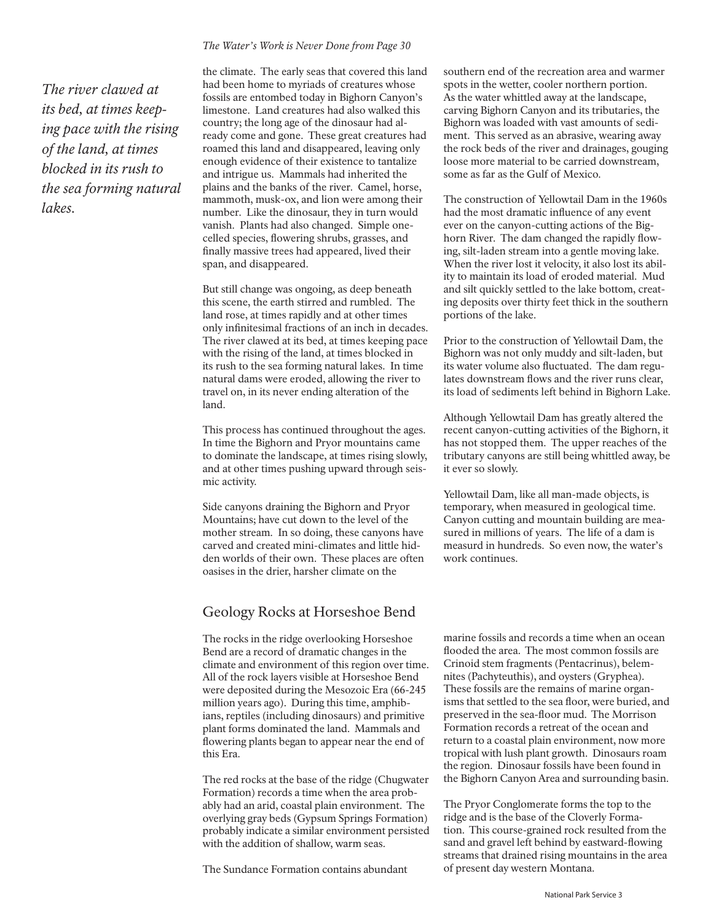*The Water's Work is Never Done from Page 30*

*The river clawed at its bed, at times keeping pace with the rising of the land, at times blocked in its rush to the sea forming natural lakes.*

the climate. The early seas that covered this land had been home to myriads of creatures whose fossils are entombed today in Bighorn Canyon's limestone. Land creatures had also walked this country; the long age of the dinosaur had already come and gone. These great creatures had roamed this land and disappeared, leaving only enough evidence of their existence to tantalize and intrigue us. Mammals had inherited the plains and the banks of the river. Camel, horse, mammoth, musk-ox, and lion were among their number. Like the dinosaur, they in turn would vanish. Plants had also changed. Simple one-celled species, flowering shrubs, grasses, and finally massive trees had appeared, lived their span, and disappeared.

But still change was ongoing, as deep beneath this scene, the earth stirred and rumbled. The land rose, at times rapidly and at other times only infinitesimal fractions of an inch in decades. The river clawed at its bed, at times keeping pace with the rising of the land, at times blocked in its rush to the sea forming natural lakes. In time natural dams were eroded, allowing the river to travel on, in its never ending alteration of the land.

This process has continued throughout the ages. In time the Bighorn and Pryor mountains came to dominate the landscape, at times rising slowly, and at other times pushing upward through seismic activity.

Side canyons draining the Bighorn and Pryor Mountains; have cut down to the level of the mother stream. In so doing, these canyons have carved and created mini-climates and little hidden worlds of their own. These places are often oasises in the drier, harsher climate on the southern end of the recreation area and warmer spots in the wetter, cooler northern portion. As the water whittled away at the landscape, carving Bighorn Canyon and its tributaries, the Bighorn was loaded with vast amounts of sediment. This served as an abrasive, wearing away the rock beds of the river and drainages, gouging loose more material to be carried downstream, some as far as the Gulf of Mexico.

The construction of Yellowtail Dam in the 1960s had the most dramatic influence of any event ever on the canyon-cutting actions of the Bighorn River. The dam changed the rapidly flowing, silt-laden stream into a gentle moving lake. When the river lost it velocity, it also lost its ability to maintain its load of eroded material. Mud and silt quickly settled to the lake bottom, creating deposits over thirty feet thick in the southern portions of the lake.

Prior to the construction of Yellowtail Dam, the Bighorn was not only muddy and silt-laden, but its water volume also fluctuated. The dam regulates downstream flows and the river runs clear, its load of sediments left behind in Bighorn Lake.

Although Yellowtail Dam has greatly altered the recent canyon-cutting activities of the Bighorn, it has not stopped them. The upper reaches of the tributary canyons are still being whittled away, be it ever so slowly.

Yellowtail Dam, like all man-made objects, is temporary, when measured in geological time. Canyon cutting and mountain building are measured in millions of years. The life of a dam is measurd in hundreds. So even now, the water's work continues.

## Geology Rocks at Horseshoe Bend

The rocks in the ridge overlooking Horseshoe Bend are a record of dramatic changes in the climate and environment of this region over time. All of the rock layers visible at Horseshoe Bend were deposited during the Mesozoic Era (66-245 million years ago). During this time, amphibians, reptiles (including dinosaurs) and primitive plant forms dominated the land. Mammals and flowering plants began to appear near the end of this Era.

The red rocks at the base of the ridge (Chugwater Formation) records a time when the area probably had an arid, coastal plain environment. The overlying gray beds (Gypsum Springs Formation) probably indicate a similar environment persisted with the addition of shallow, warm seas.

The Sundance Formation contains abundant marine fossils and records a time when an ocean flooded the area. The most common fossils are Crinoid stem fragments (Pentacrinus), belemnites (Pachyteuthis), and oysters (Gryphea). These fossils are the remains of marine organisms that settled to the sea floor, were buried, and preserved in the sea-floor mud. The Morrison Formation records a retreat of the ocean and return to a coastal plain environment, now more tropical with lush plant growth. Dinosaurs roam the region. Dinosaur fossils have been found in the Bighorn Canyon Area and surrounding basin.

The Pryor Conglomerate forms the top to the ridge and is the base of the Cloverly Formation. This course-grained rock resulted from the sand and gravel left behind by eastward-flowing streams that drained rising mountains in the area of present day western Montana.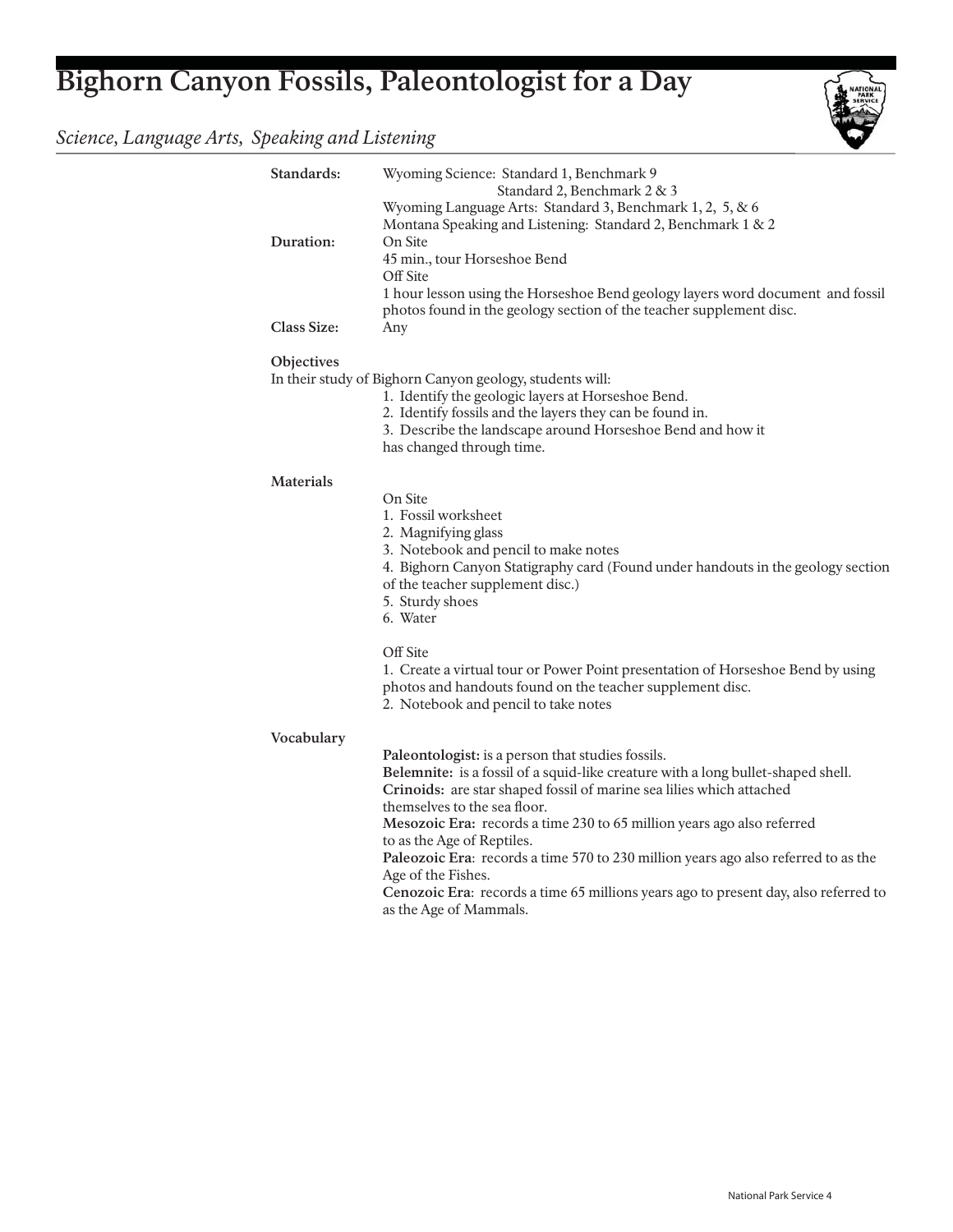# Bighorn Canyon Fossils, Paleontologist for a Day

*Science, Language Arts, Speaking and Listening*

**Standards:** Wyoming Science: Standard 1, Benchmark 9
Standard 2, Benchmark 2 & 3
Wyoming Language Arts: Standard 3, Benchmark 1, 2, 5, & 6
Montana Speaking and Listening: Standard 2, Benchmark 1 & 2

**Duration:** On Site
45 min., tour Horseshoe Bend
Off Site
1 hour lesson using the Horseshoe Bend geology layers word document and fossil photos found in the geology section of the teacher supplement disc.

**Class Size:** Any

**Objectives**

In their study of Bighorn Canyon geology, students will:

1. Identify the geologic layers at Horseshoe Bend.
2. Identify fossils and the layers they can be found in.
3. Describe the landscape around Horseshoe Bend and how it has changed through time.

**Materials**

On Site

1. Fossil worksheet
2. Magnifying glass
3. Notebook and pencil to make notes
4. Bighorn Canyon Statigraphy card (Found under handouts in the geology section of the teacher supplement disc.)
5. Sturdy shoes
6. Water

Off Site

1. Create a virtual tour or Power Point presentation of Horseshoe Bend by using photos and handouts found on the teacher supplement disc.
2. Notebook and pencil to take notes

**Vocabulary**

**Paleontologist:** is a person that studies fossils.
**Belemnite:** is a fossil of a squid-like creature with a long bullet-shaped shell.
**Crinoids:** are star shaped fossil of marine sea lilies which attached themselves to the sea floor.
**Mesozoic Era:** records a time 230 to 65 million years ago also referred to as the Age of Reptiles.
**Paleozoic Era**: records a time 570 to 230 million years ago also referred to as the Age of the Fishes.
**Cenozoic Era**: records a time 65 millions years ago to present day, also referred to as the Age of Mammals.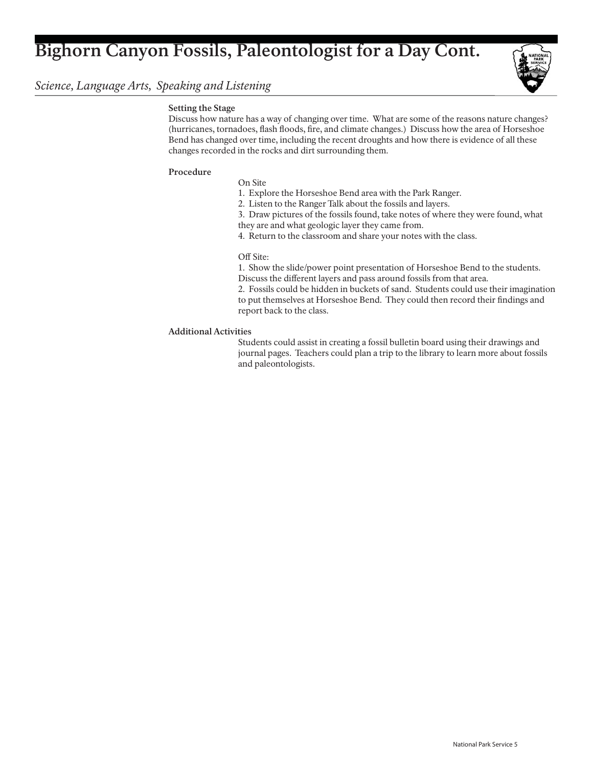# Bighorn Canyon Fossils, Paleontologist for a Day Cont.

*Science, Language Arts, Speaking and Listening*

**Setting the Stage**

Discuss how nature has a way of changing over time. What are some of the reasons nature changes? (hurricanes, tornadoes, flash floods, fire, and climate changes.) Discuss how the area of Horseshoe Bend has changed over time, including the recent droughts and how there is evidence of all these changes recorded in the rocks and dirt surrounding them.

**Procedure**

On Site

1. Explore the Horseshoe Bend area with the Park Ranger.
2. Listen to the Ranger Talk about the fossils and layers.
3. Draw pictures of the fossils found, take notes of where they were found, what they are and what geologic layer they came from.
4. Return to the classroom and share your notes with the class.

Off Site:

1. Show the slide/power point presentation of Horseshoe Bend to the students. Discuss the different layers and pass around fossils from that area.
2. Fossils could be hidden in buckets of sand. Students could use their imagination to put themselves at Horseshoe Bend. They could then record their findings and report back to the class.

**Additional Activities**

Students could assist in creating a fossil bulletin board using their drawings and journal pages. Teachers could plan a trip to the library to learn more about fossils and paleontologists.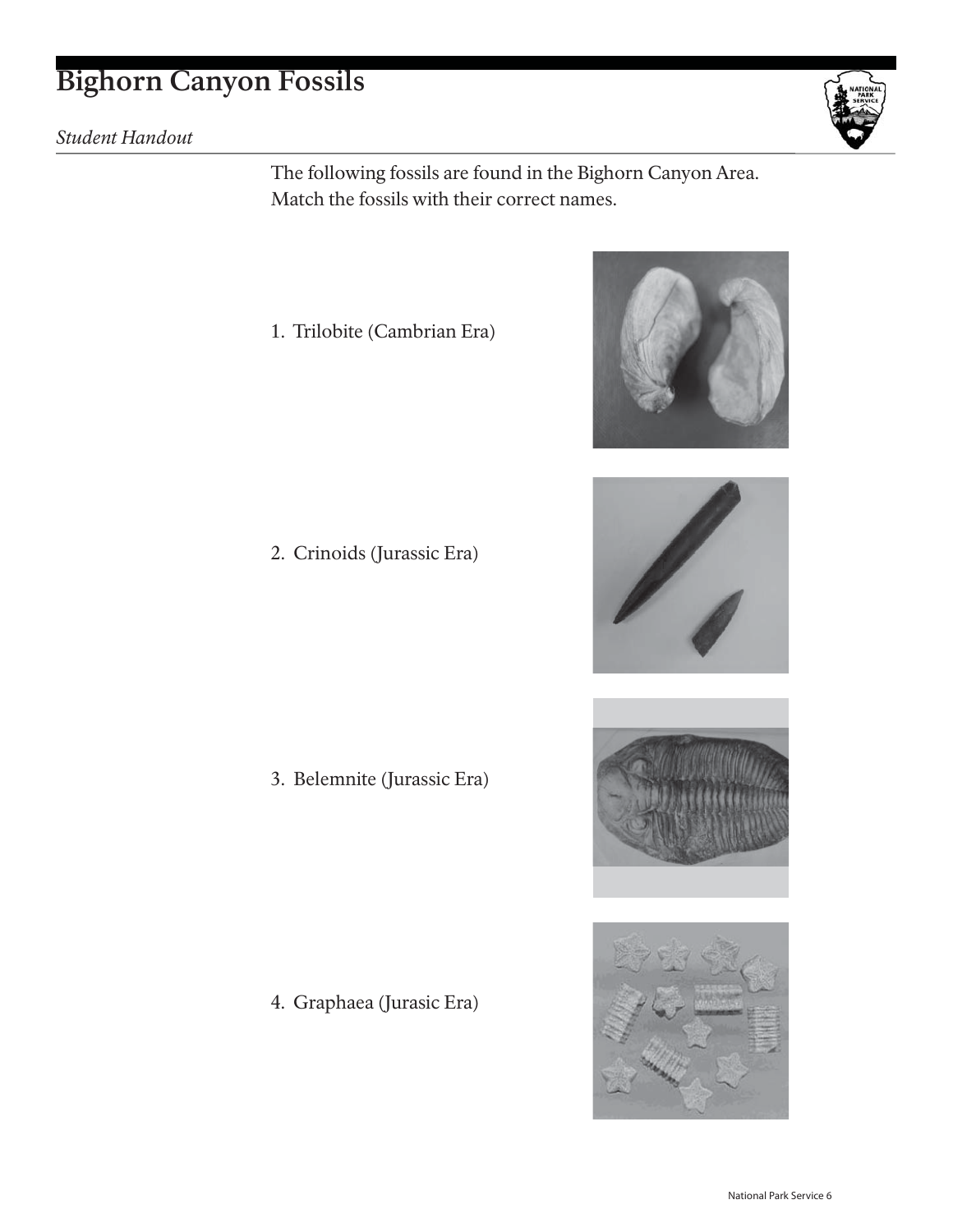# Bighorn Canyon Fossils

*Student Handout*

The following fossils are found in the Bighorn Canyon Area. Match the fossils with their correct names.

1. Trilobite (Cambrian Era)

2. Crinoids (Jurassic Era)

3. Belemnite (Jurassic Era)

4. Graphaea (Jurasic Era)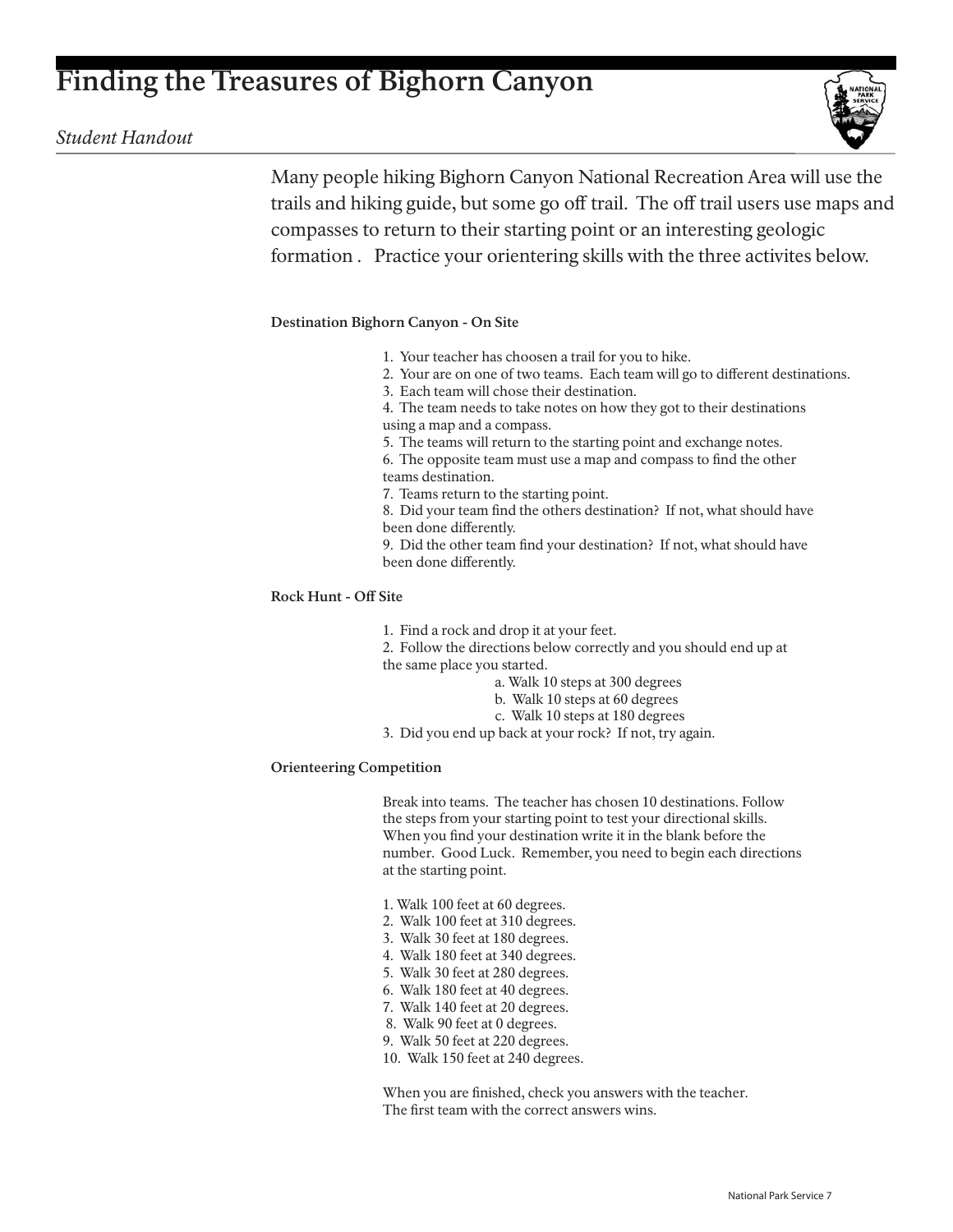# Finding the Treasures of Bighorn Canyon

*Student Handout*

Many people hiking Bighorn Canyon National Recreation Area will use the trails and hiking guide, but some go off trail. The off trail users use maps and compasses to return to their starting point or an interesting geologic formation . Practice your orientering skills with the three activites below.

### Destination Bighorn Canyon - On Site

1. Your teacher has choosen a trail for you to hike.
2. Your are on one of two teams. Each team will go to different destinations.
3. Each team will chose their destination.
4. The team needs to take notes on how they got to their destinations using a map and a compass.
5. The teams will return to the starting point and exchange notes.
6. The opposite team must use a map and compass to find the other teams destination.
7. Teams return to the starting point.
8. Did your team find the others destination? If not, what should have been done differently.
9. Did the other team find your destination? If not, what should have been done differently.

### Rock Hunt - Off Site

1. Find a rock and drop it at your feet.
2. Follow the directions below correctly and you should end up at the same place you started.
   a. Walk 10 steps at 300 degrees
   b. Walk 10 steps at 60 degrees
   c. Walk 10 steps at 180 degrees
3. Did you end up back at your rock? If not, try again.

### Orienteering Competition

Break into teams. The teacher has chosen 10 destinations. Follow the steps from your starting point to test your directional skills. When you find your destination write it in the blank before the number. Good Luck. Remember, you need to begin each directions at the starting point.

1. Walk 100 feet at 60 degrees.
2. Walk 100 feet at 310 degrees.
3. Walk 30 feet at 180 degrees.
4. Walk 180 feet at 340 degrees.
5. Walk 30 feet at 280 degrees.
6. Walk 180 feet at 40 degrees.
7. Walk 140 feet at 20 degrees.
8. Walk 90 feet at 0 degrees.
9. Walk 50 feet at 220 degrees.
10. Walk 150 feet at 240 degrees.

When you are finished, check you answers with the teacher. The first team with the correct answers wins.